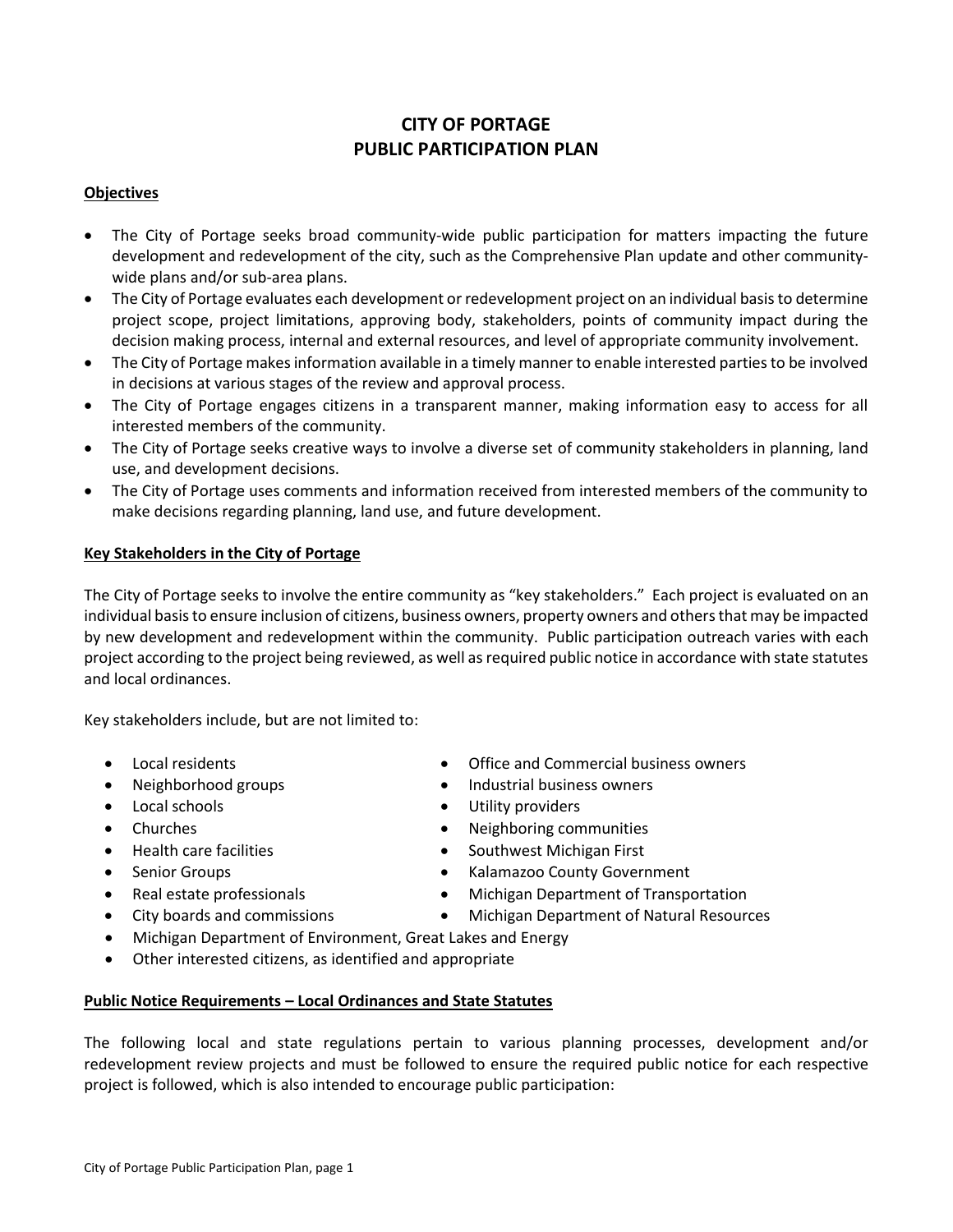# CITY OF PORTAGE
# PUBLIC PARTICIPATION PLAN

## Objectives

- The City of Portage seeks broad community-wide public participation for matters impacting the future development and redevelopment of the city, such as the Comprehensive Plan update and other community-wide plans and/or sub-area plans.
- The City of Portage evaluates each development or redevelopment project on an individual basis to determine project scope, project limitations, approving body, stakeholders, points of community impact during the decision making process, internal and external resources, and level of appropriate community involvement.
- The City of Portage makes information available in a timely manner to enable interested parties to be involved in decisions at various stages of the review and approval process.
- The City of Portage engages citizens in a transparent manner, making information easy to access for all interested members of the community.
- The City of Portage seeks creative ways to involve a diverse set of community stakeholders in planning, land use, and development decisions.
- The City of Portage uses comments and information received from interested members of the community to make decisions regarding planning, land use, and future development.

## Key Stakeholders in the City of Portage

The City of Portage seeks to involve the entire community as "key stakeholders." Each project is evaluated on an individual basis to ensure inclusion of citizens, business owners, property owners and others that may be impacted by new development and redevelopment within the community. Public participation outreach varies with each project according to the project being reviewed, as well as required public notice in accordance with state statutes and local ordinances.

Key stakeholders include, but are not limited to:

- Local residents
- Neighborhood groups
- Local schools
- Churches
- Health care facilities
- Senior Groups
- Real estate professionals
- City boards and commissions
- Office and Commercial business owners
- Industrial business owners
- Utility providers
- Neighboring communities
- Southwest Michigan First
- Kalamazoo County Government
- Michigan Department of Transportation
- Michigan Department of Natural Resources
- Michigan Department of Environment, Great Lakes and Energy
- Other interested citizens, as identified and appropriate

## Public Notice Requirements – Local Ordinances and State Statutes

The following local and state regulations pertain to various planning processes, development and/or redevelopment review projects and must be followed to ensure the required public notice for each respective project is followed, which is also intended to encourage public participation: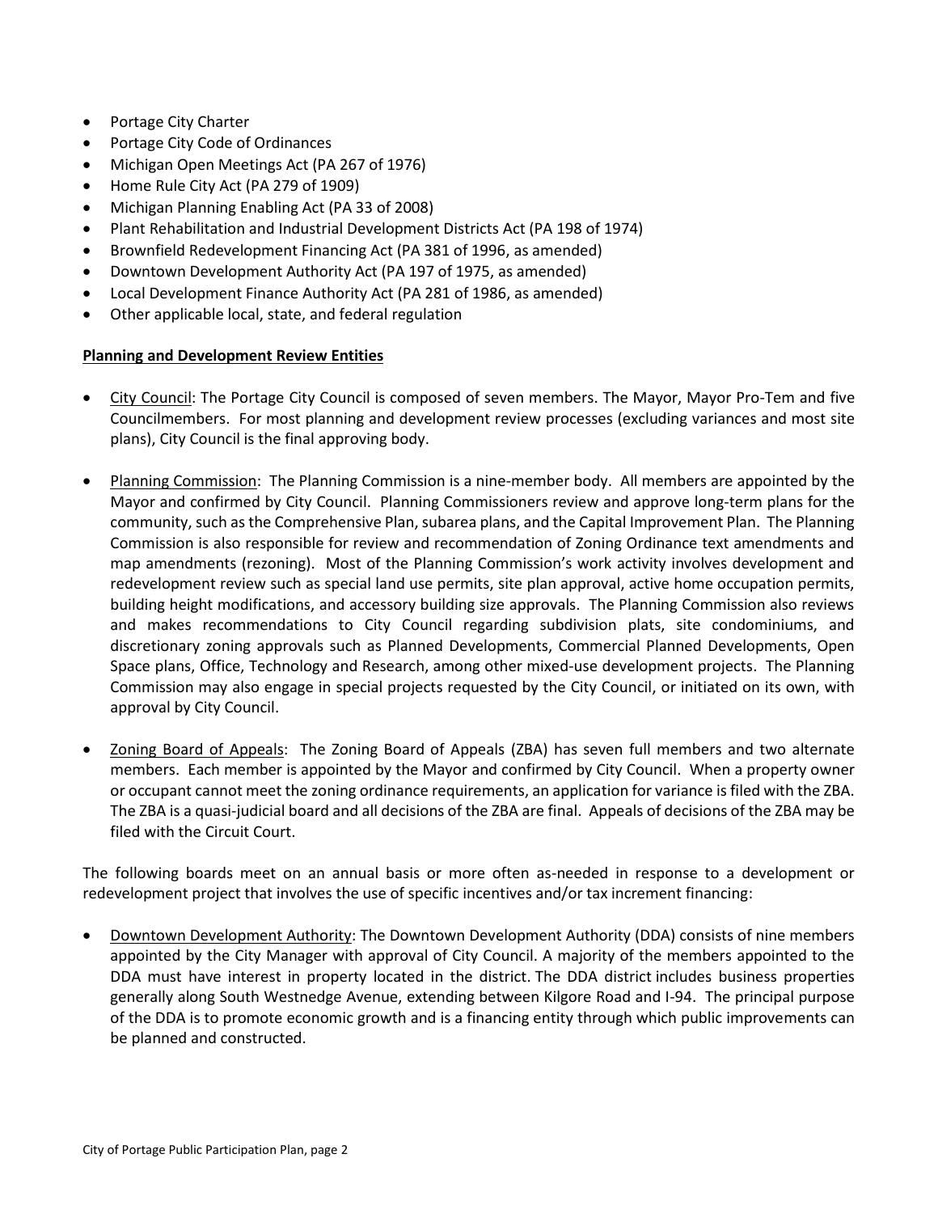- Portage City Charter
- Portage City Code of Ordinances
- Michigan Open Meetings Act (PA 267 of 1976)
- Home Rule City Act (PA 279 of 1909)
- Michigan Planning Enabling Act (PA 33 of 2008)
- Plant Rehabilitation and Industrial Development Districts Act (PA 198 of 1974)
- Brownfield Redevelopment Financing Act (PA 381 of 1996, as amended)
- Downtown Development Authority Act (PA 197 of 1975, as amended)
- Local Development Finance Authority Act (PA 281 of 1986, as amended)
- Other applicable local, state, and federal regulation

**Planning and Development Review Entities**

- City Council: The Portage City Council is composed of seven members. The Mayor, Mayor Pro-Tem and five Councilmembers. For most planning and development review processes (excluding variances and most site plans), City Council is the final approving body.

- Planning Commission: The Planning Commission is a nine-member body. All members are appointed by the Mayor and confirmed by City Council. Planning Commissioners review and approve long-term plans for the community, such as the Comprehensive Plan, subarea plans, and the Capital Improvement Plan. The Planning Commission is also responsible for review and recommendation of Zoning Ordinance text amendments and map amendments (rezoning). Most of the Planning Commission's work activity involves development and redevelopment review such as special land use permits, site plan approval, active home occupation permits, building height modifications, and accessory building size approvals. The Planning Commission also reviews and makes recommendations to City Council regarding subdivision plats, site condominiums, and discretionary zoning approvals such as Planned Developments, Commercial Planned Developments, Open Space plans, Office, Technology and Research, among other mixed-use development projects. The Planning Commission may also engage in special projects requested by the City Council, or initiated on its own, with approval by City Council.

- Zoning Board of Appeals: The Zoning Board of Appeals (ZBA) has seven full members and two alternate members. Each member is appointed by the Mayor and confirmed by City Council. When a property owner or occupant cannot meet the zoning ordinance requirements, an application for variance is filed with the ZBA. The ZBA is a quasi-judicial board and all decisions of the ZBA are final. Appeals of decisions of the ZBA may be filed with the Circuit Court.

The following boards meet on an annual basis or more often as-needed in response to a development or redevelopment project that involves the use of specific incentives and/or tax increment financing:

- Downtown Development Authority: The Downtown Development Authority (DDA) consists of nine members appointed by the City Manager with approval of City Council. A majority of the members appointed to the DDA must have interest in property located in the district. The DDA district includes business properties generally along South Westnedge Avenue, extending between Kilgore Road and I-94. The principal purpose of the DDA is to promote economic growth and is a financing entity through which public improvements can be planned and constructed.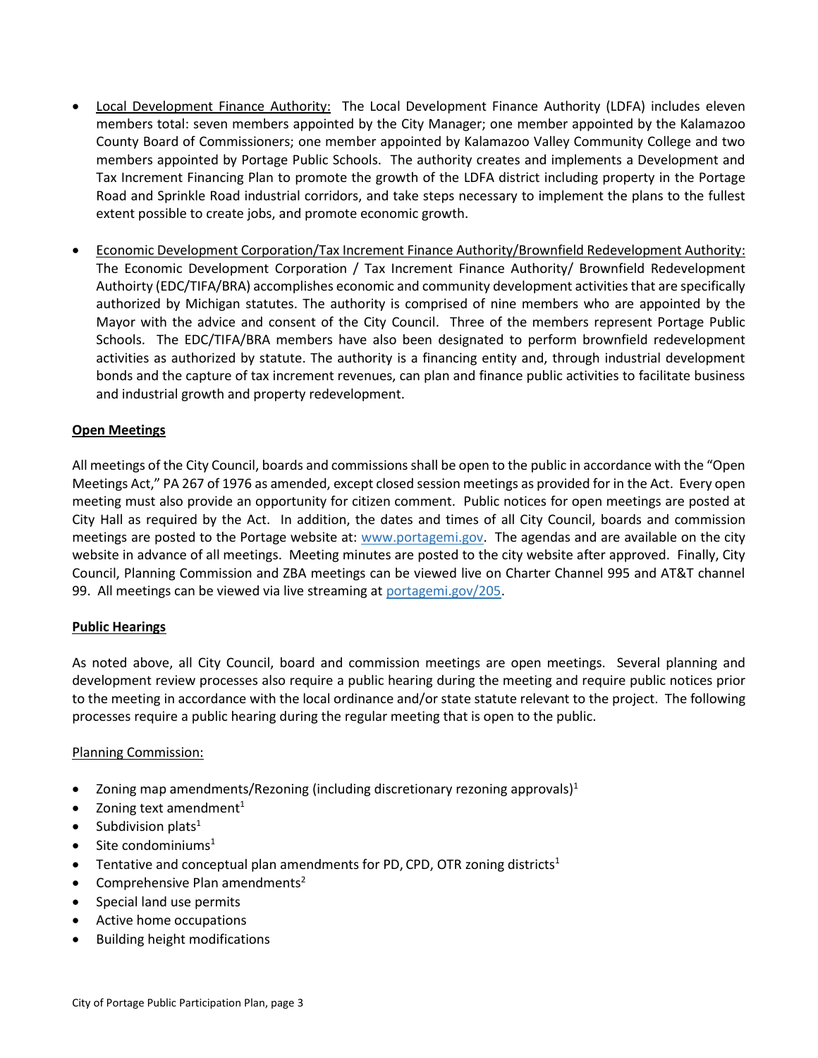- Local Development Finance Authority: The Local Development Finance Authority (LDFA) includes eleven members total: seven members appointed by the City Manager; one member appointed by the Kalamazoo County Board of Commissioners; one member appointed by Kalamazoo Valley Community College and two members appointed by Portage Public Schools. The authority creates and implements a Development and Tax Increment Financing Plan to promote the growth of the LDFA district including property in the Portage Road and Sprinkle Road industrial corridors, and take steps necessary to implement the plans to the fullest extent possible to create jobs, and promote economic growth.

- Economic Development Corporation/Tax Increment Finance Authority/Brownfield Redevelopment Authority: The Economic Development Corporation / Tax Increment Finance Authority/ Brownfield Redevelopment Authoirty (EDC/TIFA/BRA) accomplishes economic and community development activities that are specifically authorized by Michigan statutes. The authority is comprised of nine members who are appointed by the Mayor with the advice and consent of the City Council. Three of the members represent Portage Public Schools. The EDC/TIFA/BRA members have also been designated to perform brownfield redevelopment activities as authorized by statute. The authority is a financing entity and, through industrial development bonds and the capture of tax increment revenues, can plan and finance public activities to facilitate business and industrial growth and property redevelopment.

**Open Meetings**

All meetings of the City Council, boards and commissions shall be open to the public in accordance with the "Open Meetings Act," PA 267 of 1976 as amended, except closed session meetings as provided for in the Act. Every open meeting must also provide an opportunity for citizen comment. Public notices for open meetings are posted at City Hall as required by the Act. In addition, the dates and times of all City Council, boards and commission meetings are posted to the Portage website at: www.portagemi.gov. The agendas and are available on the city website in advance of all meetings. Meeting minutes are posted to the city website after approved. Finally, City Council, Planning Commission and ZBA meetings can be viewed live on Charter Channel 995 and AT&T channel 99. All meetings can be viewed via live streaming at portagemi.gov/205.

**Public Hearings**

As noted above, all City Council, board and commission meetings are open meetings. Several planning and development review processes also require a public hearing during the meeting and require public notices prior to the meeting in accordance with the local ordinance and/or state statute relevant to the project. The following processes require a public hearing during the regular meeting that is open to the public.

Planning Commission:

- Zoning map amendments/Rezoning (including discretionary rezoning approvals)[1]
- Zoning text amendment[1]
- Subdivision plats[1]
- Site condominiums[1]
- Tentative and conceptual plan amendments for PD, CPD, OTR zoning districts[1]
- Comprehensive Plan amendments[2]
- Special land use permits
- Active home occupations
- Building height modifications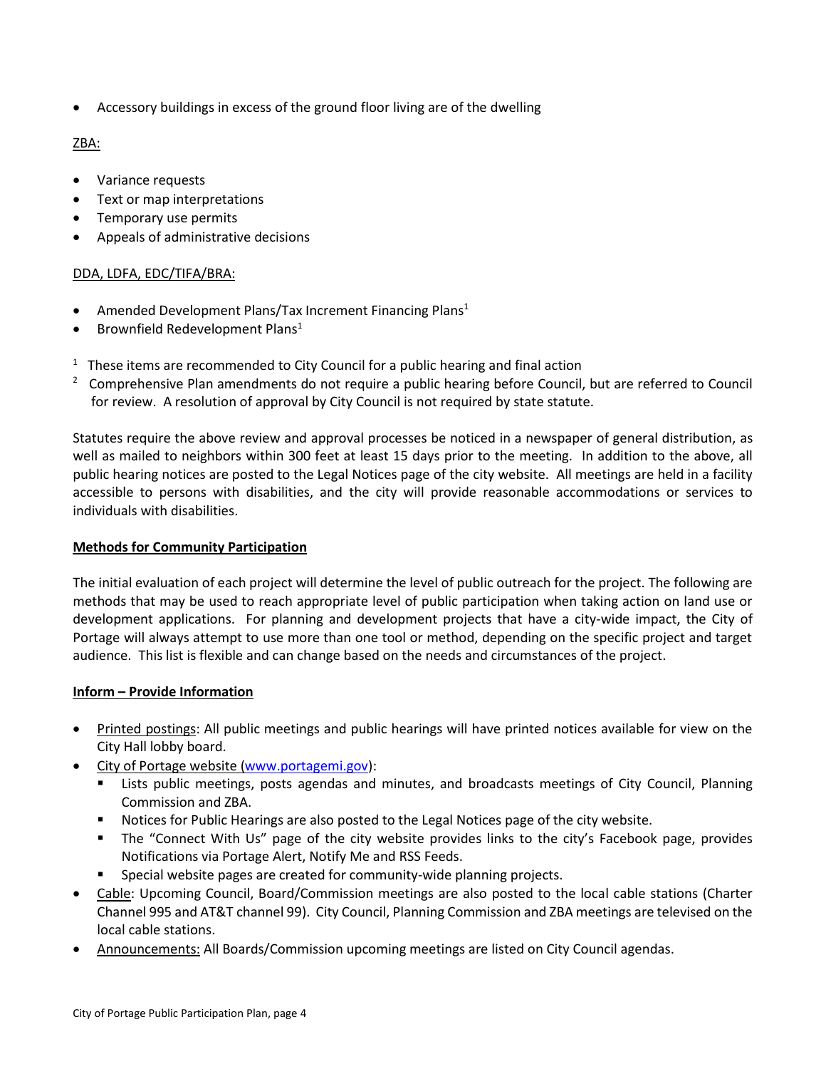- Accessory buildings in excess of the ground floor living are of the dwelling

ZBA:

- Variance requests
- Text or map interpretations
- Temporary use permits
- Appeals of administrative decisions

DDA, LDFA, EDC/TIFA/BRA:

- Amended Development Plans/Tax Increment Financing Plans[1]
- Brownfield Redevelopment Plans[1]

[1] These items are recommended to City Council for a public hearing and final action

[2] Comprehensive Plan amendments do not require a public hearing before Council, but are referred to Council for review. A resolution of approval by City Council is not required by state statute.

Statutes require the above review and approval processes be noticed in a newspaper of general distribution, as well as mailed to neighbors within 300 feet at least 15 days prior to the meeting. In addition to the above, all public hearing notices are posted to the Legal Notices page of the city website. All meetings are held in a facility accessible to persons with disabilities, and the city will provide reasonable accommodations or services to individuals with disabilities.

**Methods for Community Participation**

The initial evaluation of each project will determine the level of public outreach for the project. The following are methods that may be used to reach appropriate level of public participation when taking action on land use or development applications. For planning and development projects that have a city-wide impact, the City of Portage will always attempt to use more than one tool or method, depending on the specific project and target audience. This list is flexible and can change based on the needs and circumstances of the project.

**Inform – Provide Information**

- Printed postings: All public meetings and public hearings will have printed notices available for view on the City Hall lobby board.
- City of Portage website (www.portagemi.gov):
  - Lists public meetings, posts agendas and minutes, and broadcasts meetings of City Council, Planning Commission and ZBA.
  - Notices for Public Hearings are also posted to the Legal Notices page of the city website.
  - The "Connect With Us" page of the city website provides links to the city's Facebook page, provides Notifications via Portage Alert, Notify Me and RSS Feeds.
  - Special website pages are created for community-wide planning projects.
- Cable: Upcoming Council, Board/Commission meetings are also posted to the local cable stations (Charter Channel 995 and AT&T channel 99). City Council, Planning Commission and ZBA meetings are televised on the local cable stations.
- Announcements: All Boards/Commission upcoming meetings are listed on City Council agendas.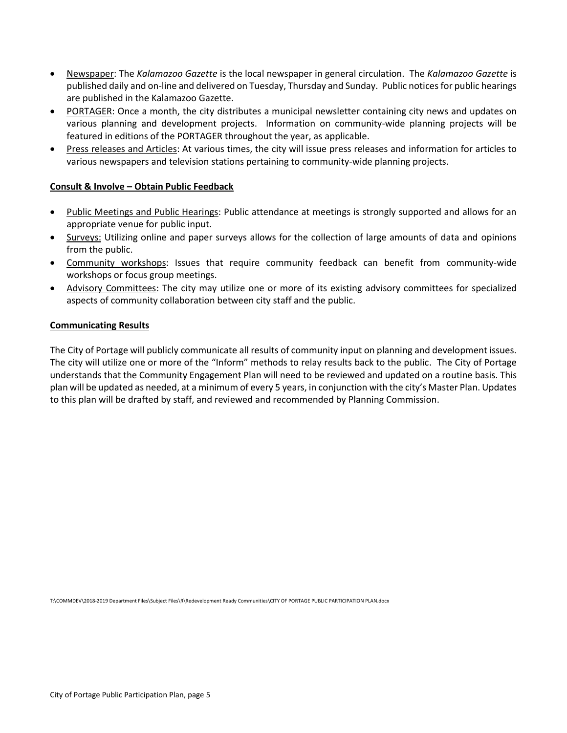- Newspaper: The *Kalamazoo Gazette* is the local newspaper in general circulation. The *Kalamazoo Gazette* is published daily and on-line and delivered on Tuesday, Thursday and Sunday. Public notices for public hearings are published in the Kalamazoo Gazette.
- PORTAGER: Once a month, the city distributes a municipal newsletter containing city news and updates on various planning and development projects. Information on community-wide planning projects will be featured in editions of the PORTAGER throughout the year, as applicable.
- Press releases and Articles: At various times, the city will issue press releases and information for articles to various newspapers and television stations pertaining to community-wide planning projects.

**Consult & Involve – Obtain Public Feedback**

- Public Meetings and Public Hearings: Public attendance at meetings is strongly supported and allows for an appropriate venue for public input.
- Surveys: Utilizing online and paper surveys allows for the collection of large amounts of data and opinions from the public.
- Community workshops: Issues that require community feedback can benefit from community-wide workshops or focus group meetings.
- Advisory Committees: The city may utilize one or more of its existing advisory committees for specialized aspects of community collaboration between city staff and the public.

**Communicating Results**

The City of Portage will publicly communicate all results of community input on planning and development issues. The city will utilize one or more of the "Inform" methods to relay results back to the public. The City of Portage understands that the Community Engagement Plan will need to be reviewed and updated on a routine basis. This plan will be updated as needed, at a minimum of every 5 years, in conjunction with the city's Master Plan. Updates to this plan will be drafted by staff, and reviewed and recommended by Planning Commission.

T:\COMMDEV\2018-2019 Department Files\Subject Files\R\Redevelopment Ready Communities\CITY OF PORTAGE PUBLIC PARTICIPATION PLAN.docx